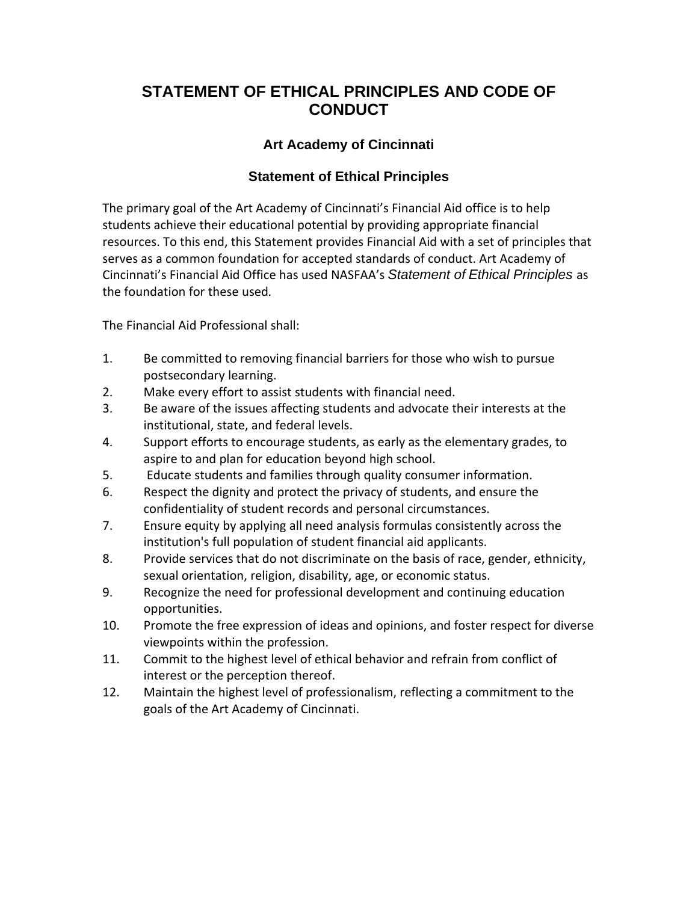# STATEMENT OF ETHICAL PRINCIPLES AND CODE OF CONDUCT

### Art Academy of Cincinnati

### Statement of Ethical Principles

The primary goal of the Art Academy of Cincinnati's Financial Aid office is to help students achieve their educational potential by providing appropriate financial resources. To this end, this Statement provides Financial Aid with a set of principles that serves as a common foundation for accepted standards of conduct. Art Academy of Cincinnati's Financial Aid Office has used NASFAA's *Statement of Ethical Principles* as the foundation for these used.

The Financial Aid Professional shall:

1. Be committed to removing financial barriers for those who wish to pursue postsecondary learning.
2. Make every effort to assist students with financial need.
3. Be aware of the issues affecting students and advocate their interests at the institutional, state, and federal levels.
4. Support efforts to encourage students, as early as the elementary grades, to aspire to and plan for education beyond high school.
5. Educate students and families through quality consumer information.
6. Respect the dignity and protect the privacy of students, and ensure the confidentiality of student records and personal circumstances.
7. Ensure equity by applying all need analysis formulas consistently across the institution's full population of student financial aid applicants.
8. Provide services that do not discriminate on the basis of race, gender, ethnicity, sexual orientation, religion, disability, age, or economic status.
9. Recognize the need for professional development and continuing education opportunities.
10. Promote the free expression of ideas and opinions, and foster respect for diverse viewpoints within the profession.
11. Commit to the highest level of ethical behavior and refrain from conflict of interest or the perception thereof.
12. Maintain the highest level of professionalism, reflecting a commitment to the goals of the Art Academy of Cincinnati.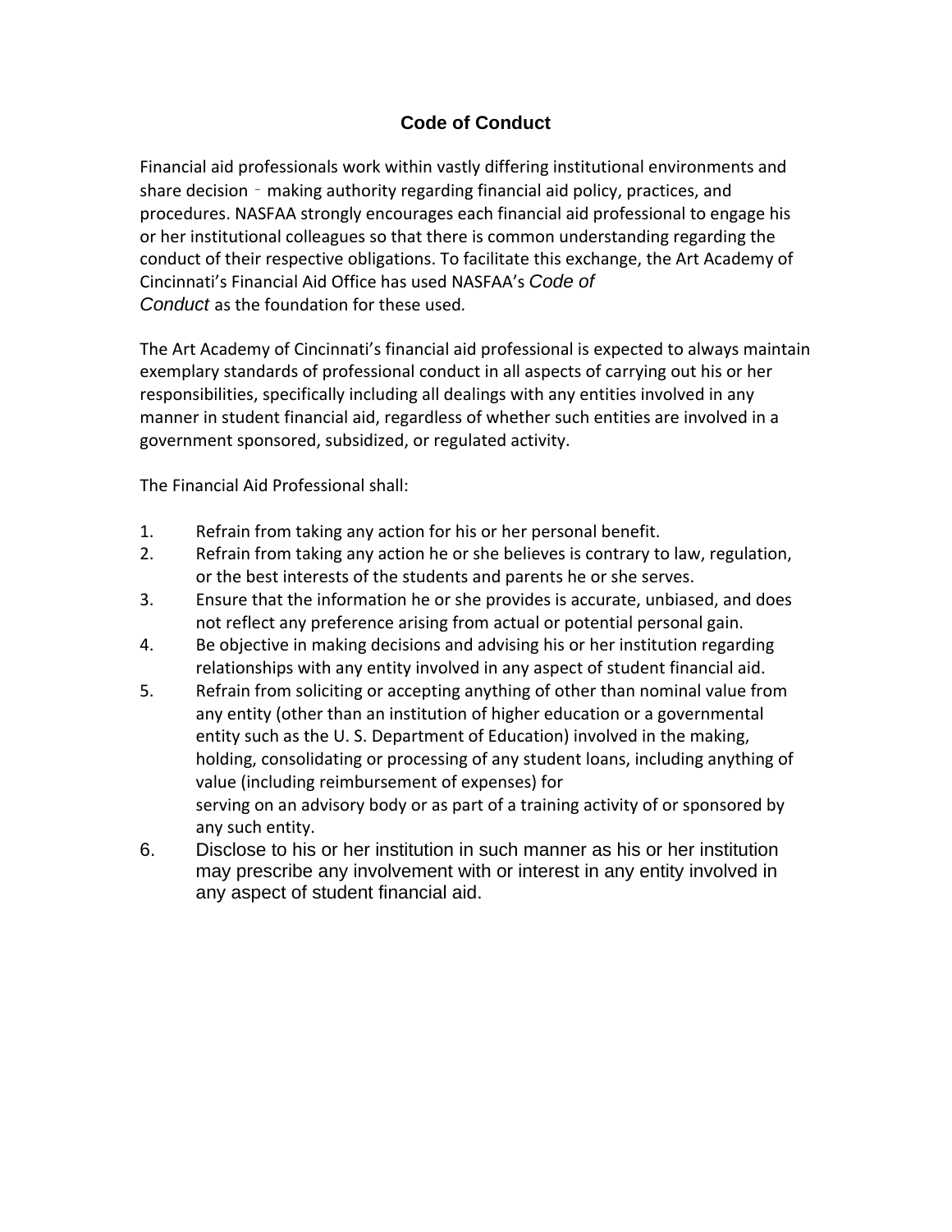# Code of Conduct

Financial aid professionals work within vastly differing institutional environments and share decision‐making authority regarding financial aid policy, practices, and procedures. NASFAA strongly encourages each financial aid professional to engage his or her institutional colleagues so that there is common understanding regarding the conduct of their respective obligations. To facilitate this exchange, the Art Academy of Cincinnati's Financial Aid Office has used NASFAA's *Code of Conduct* as the foundation for these used.

The Art Academy of Cincinnati's financial aid professional is expected to always maintain exemplary standards of professional conduct in all aspects of carrying out his or her responsibilities, specifically including all dealings with any entities involved in any manner in student financial aid, regardless of whether such entities are involved in a government sponsored, subsidized, or regulated activity.

The Financial Aid Professional shall:

1. Refrain from taking any action for his or her personal benefit.
2. Refrain from taking any action he or she believes is contrary to law, regulation, or the best interests of the students and parents he or she serves.
3. Ensure that the information he or she provides is accurate, unbiased, and does not reflect any preference arising from actual or potential personal gain.
4. Be objective in making decisions and advising his or her institution regarding relationships with any entity involved in any aspect of student financial aid.
5. Refrain from soliciting or accepting anything of other than nominal value from any entity (other than an institution of higher education or a governmental entity such as the U. S. Department of Education) involved in the making, holding, consolidating or processing of any student loans, including anything of value (including reimbursement of expenses) for serving on an advisory body or as part of a training activity of or sponsored by any such entity.
6. Disclose to his or her institution in such manner as his or her institution may prescribe any involvement with or interest in any entity involved in any aspect of student financial aid.